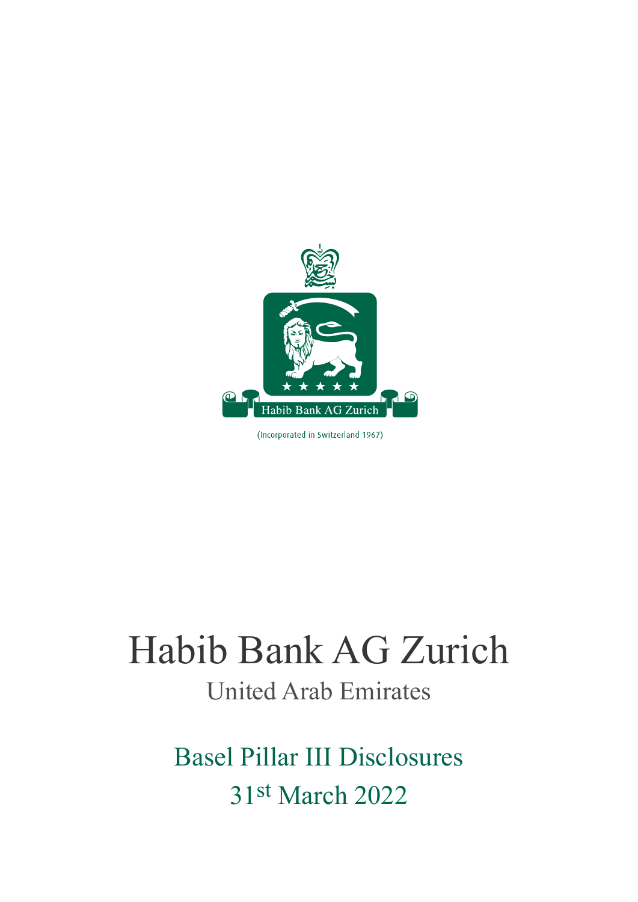Habib Bank AG Zurich

(Incorporated in Switzerland 1967)

# Habib Bank AG Zurich

## United Arab Emirates

## Basel Pillar III Disclosures

## 31st March 2022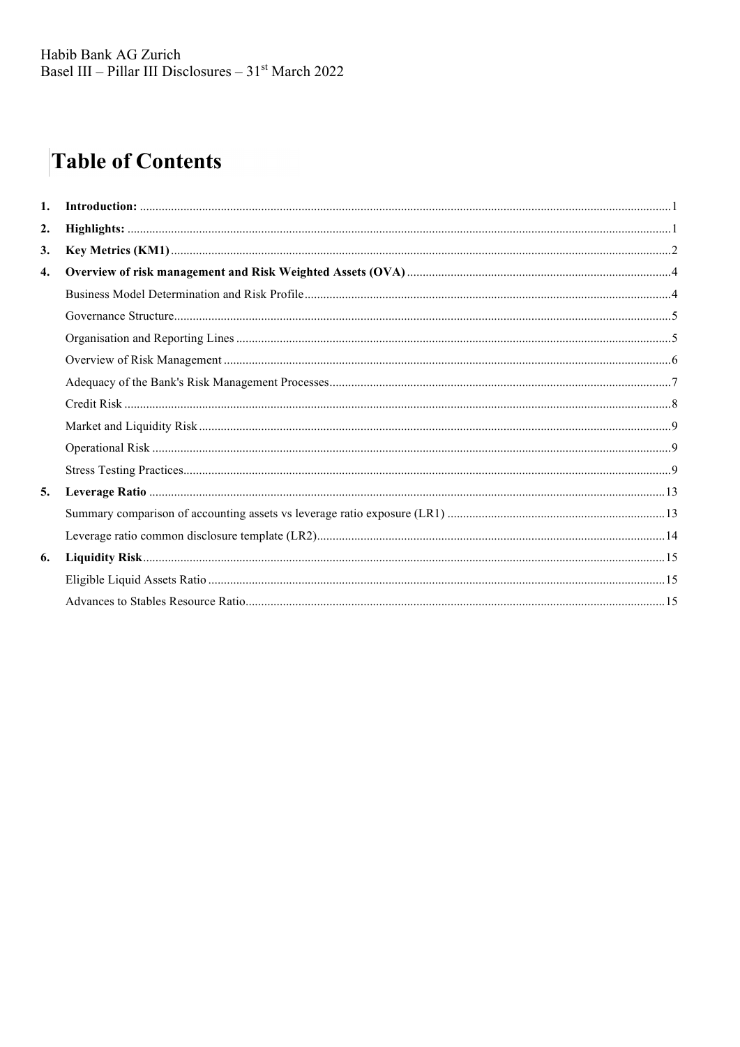# Table of Contents

1. **Introduction:** ........................................................................................................................................................ 1
2. **Highlights:** ............................................................................................................................................................ 1
3. **Key Metrics (KM1)** ............................................................................................................................................... 2
4. **Overview of risk management and Risk Weighted Assets (OVA)** .................................................................. 4
   - Business Model Determination and Risk Profile .................................................................................................. 4
   - Governance Structure ............................................................................................................................................. 5
   - Organisation and Reporting Lines .......................................................................................................................... 5
   - Overview of Risk Management .............................................................................................................................. 6
   - Adequacy of the Bank's Risk Management Processes ........................................................................................... 7
   - Credit Risk ............................................................................................................................................................. 8
   - Market and Liquidity Risk ..................................................................................................................................... 9
   - Operational Risk .................................................................................................................................................... 9
   - Stress Testing Practices .......................................................................................................................................... 9
5. **Leverage Ratio** ................................................................................................................................................... 13
   - Summary comparison of accounting assets vs leverage ratio exposure (LR1) ..................................................... 13
   - Leverage ratio common disclosure template (LR2) .............................................................................................. 14
6. **Liquidity Risk** ..................................................................................................................................................... 15
   - Eligible Liquid Assets Ratio ................................................................................................................................. 15
   - Advances to Stables Resource Ratio ..................................................................................................................... 15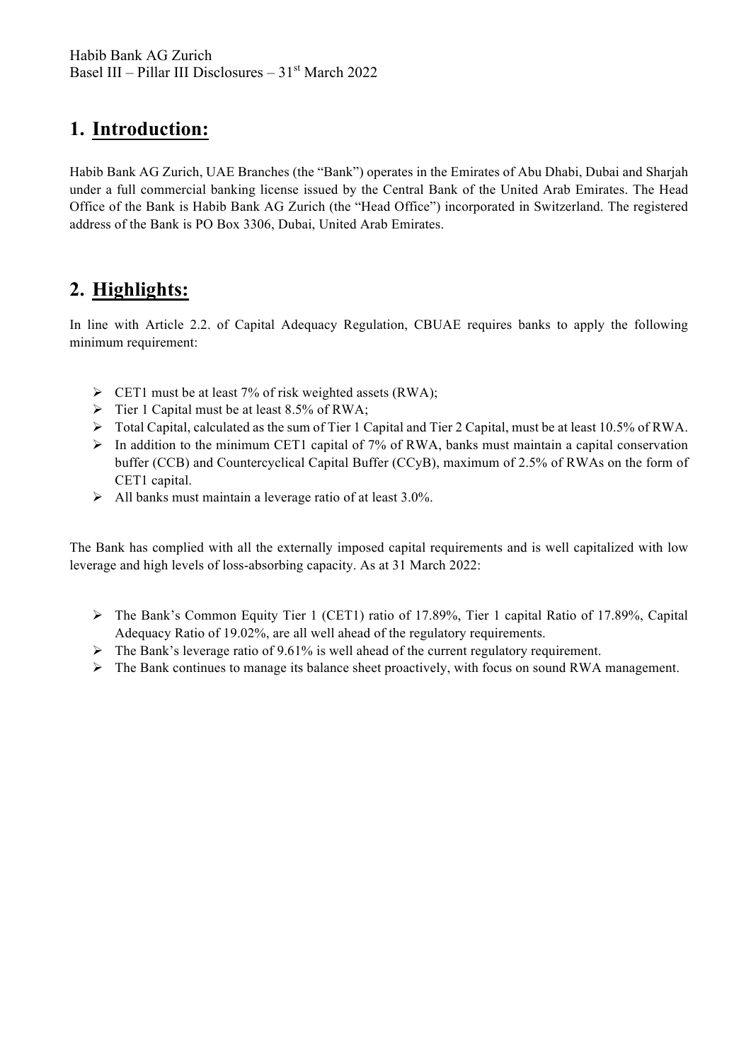## 1. Introduction:

Habib Bank AG Zurich, UAE Branches (the "Bank") operates in the Emirates of Abu Dhabi, Dubai and Sharjah under a full commercial banking license issued by the Central Bank of the United Arab Emirates. The Head Office of the Bank is Habib Bank AG Zurich (the "Head Office") incorporated in Switzerland. The registered address of the Bank is PO Box 3306, Dubai, United Arab Emirates.

## 2. Highlights:

In line with Article 2.2. of Capital Adequacy Regulation, CBUAE requires banks to apply the following minimum requirement:

- CET1 must be at least 7% of risk weighted assets (RWA);
- Tier 1 Capital must be at least 8.5% of RWA;
- Total Capital, calculated as the sum of Tier 1 Capital and Tier 2 Capital, must be at least 10.5% of RWA.
- In addition to the minimum CET1 capital of 7% of RWA, banks must maintain a capital conservation buffer (CCB) and Countercyclical Capital Buffer (CCyB), maximum of 2.5% of RWAs on the form of CET1 capital.
- All banks must maintain a leverage ratio of at least 3.0%.

The Bank has complied with all the externally imposed capital requirements and is well capitalized with low leverage and high levels of loss-absorbing capacity. As at 31 March 2022:

- The Bank's Common Equity Tier 1 (CET1) ratio of 17.89%, Tier 1 capital Ratio of 17.89%, Capital Adequacy Ratio of 19.02%, are all well ahead of the regulatory requirements.
- The Bank's leverage ratio of 9.61% is well ahead of the current regulatory requirement.
- The Bank continues to manage its balance sheet proactively, with focus on sound RWA management.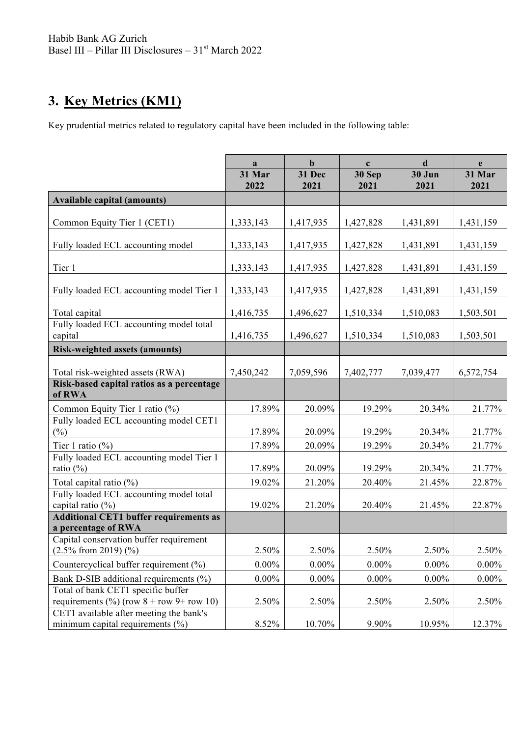# 3. Key Metrics (KM1)

Key prudential metrics related to regulatory capital have been included in the following table:

| | a<br>31 Mar 2022 | b<br>31 Dec 2021 | c<br>30 Sep 2021 | d<br>30 Jun 2021 | e<br>31 Mar 2021 |
|---|---|---|---|---|---|
| **Available capital (amounts)** | | | | | |
| Common Equity Tier 1 (CET1) | 1,333,143 | 1,417,935 | 1,427,828 | 1,431,891 | 1,431,159 |
| Fully loaded ECL accounting model | 1,333,143 | 1,417,935 | 1,427,828 | 1,431,891 | 1,431,159 |
| Tier 1 | 1,333,143 | 1,417,935 | 1,427,828 | 1,431,891 | 1,431,159 |
| Fully loaded ECL accounting model Tier 1 | 1,333,143 | 1,417,935 | 1,427,828 | 1,431,891 | 1,431,159 |
| Total capital | 1,416,735 | 1,496,627 | 1,510,334 | 1,510,083 | 1,503,501 |
| Fully loaded ECL accounting model total capital | 1,416,735 | 1,496,627 | 1,510,334 | 1,510,083 | 1,503,501 |
| **Risk-weighted assets (amounts)** | | | | | |
| Total risk-weighted assets (RWA) | 7,450,242 | 7,059,596 | 7,402,777 | 7,039,477 | 6,572,754 |
| **Risk-based capital ratios as a percentage of RWA** | | | | | |
| Common Equity Tier 1 ratio (%) | 17.89% | 20.09% | 19.29% | 20.34% | 21.77% |
| Fully loaded ECL accounting model CET1 (%) | 17.89% | 20.09% | 19.29% | 20.34% | 21.77% |
| Tier 1 ratio (%) | 17.89% | 20.09% | 19.29% | 20.34% | 21.77% |
| Fully loaded ECL accounting model Tier 1 ratio (%) | 17.89% | 20.09% | 19.29% | 20.34% | 21.77% |
| Total capital ratio (%) | 19.02% | 21.20% | 20.40% | 21.45% | 22.87% |
| Fully loaded ECL accounting model total capital ratio (%) | 19.02% | 21.20% | 20.40% | 21.45% | 22.87% |
| **Additional CET1 buffer requirements as a percentage of RWA** | | | | | |
| Capital conservation buffer requirement (2.5% from 2019) (%) | 2.50% | 2.50% | 2.50% | 2.50% | 2.50% |
| Countercyclical buffer requirement (%) | 0.00% | 0.00% | 0.00% | 0.00% | 0.00% |
| Bank D-SIB additional requirements (%) | 0.00% | 0.00% | 0.00% | 0.00% | 0.00% |
| Total of bank CET1 specific buffer requirements (%) (row 8 + row 9+ row 10) | 2.50% | 2.50% | 2.50% | 2.50% | 2.50% |
| CET1 available after meeting the bank's minimum capital requirements (%) | 8.52% | 10.70% | 9.90% | 10.95% | 12.37% |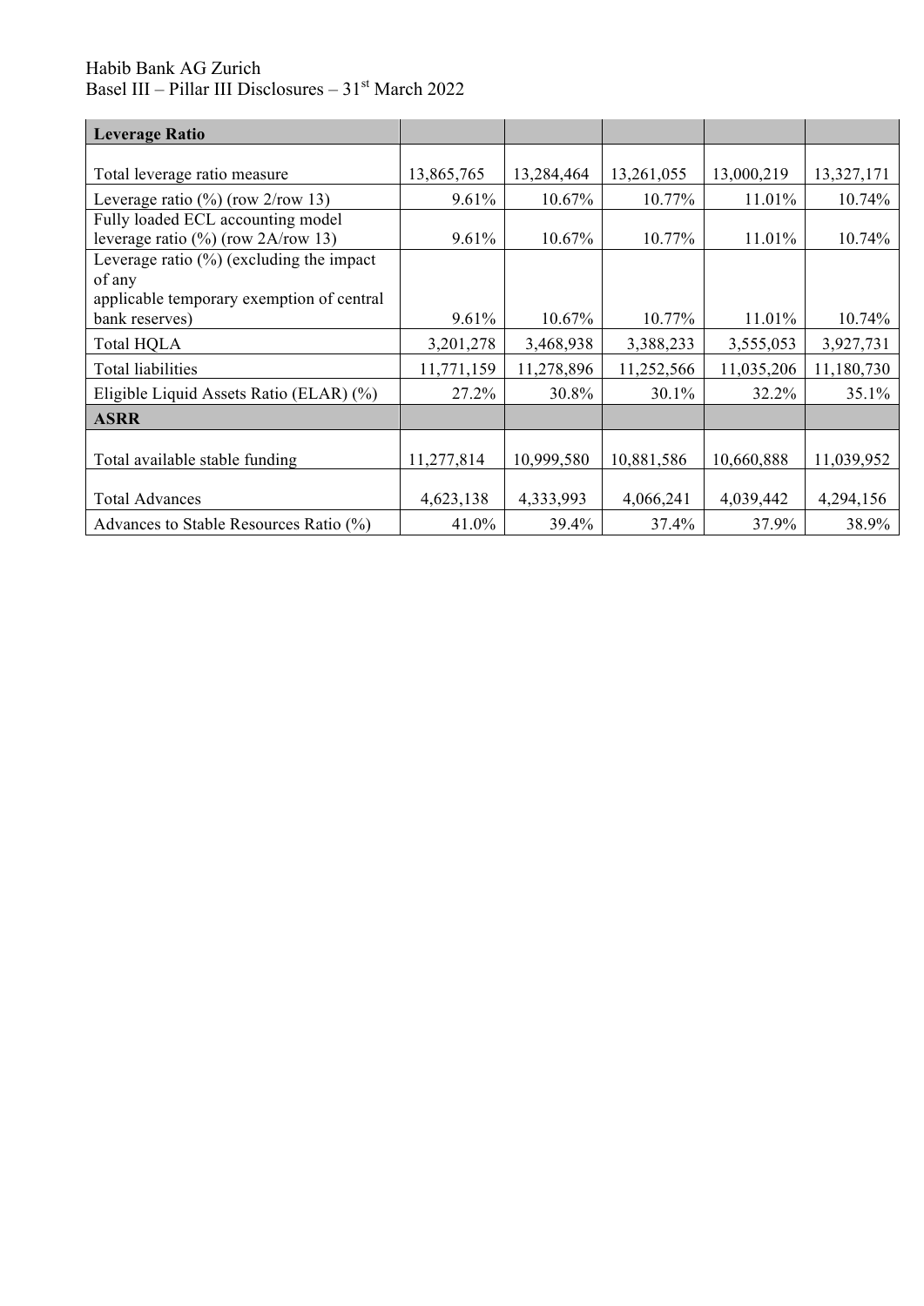Habib Bank AG Zurich
Basel III – Pillar III Disclosures – 31st March 2022

| Leverage Ratio | | | | | |
|---|---|---|---|---|---|
| Total leverage ratio measure | 13,865,765 | 13,284,464 | 13,261,055 | 13,000,219 | 13,327,171 |
| Leverage ratio (%) (row 2/row 13) | 9.61% | 10.67% | 10.77% | 11.01% | 10.74% |
| Fully loaded ECL accounting model leverage ratio (%) (row 2A/row 13) | 9.61% | 10.67% | 10.77% | 11.01% | 10.74% |
| Leverage ratio (%) (excluding the impact of any applicable temporary exemption of central bank reserves) | 9.61% | 10.67% | 10.77% | 11.01% | 10.74% |
| Total HQLA | 3,201,278 | 3,468,938 | 3,388,233 | 3,555,053 | 3,927,731 |
| Total liabilities | 11,771,159 | 11,278,896 | 11,252,566 | 11,035,206 | 11,180,730 |
| Eligible Liquid Assets Ratio (ELAR) (%) | 27.2% | 30.8% | 30.1% | 32.2% | 35.1% |
| **ASRR** | | | | | |
| Total available stable funding | 11,277,814 | 10,999,580 | 10,881,586 | 10,660,888 | 11,039,952 |
| Total Advances | 4,623,138 | 4,333,993 | 4,066,241 | 4,039,442 | 4,294,156 |
| Advances to Stable Resources Ratio (%) | 41.0% | 39.4% | 37.4% | 37.9% | 38.9% |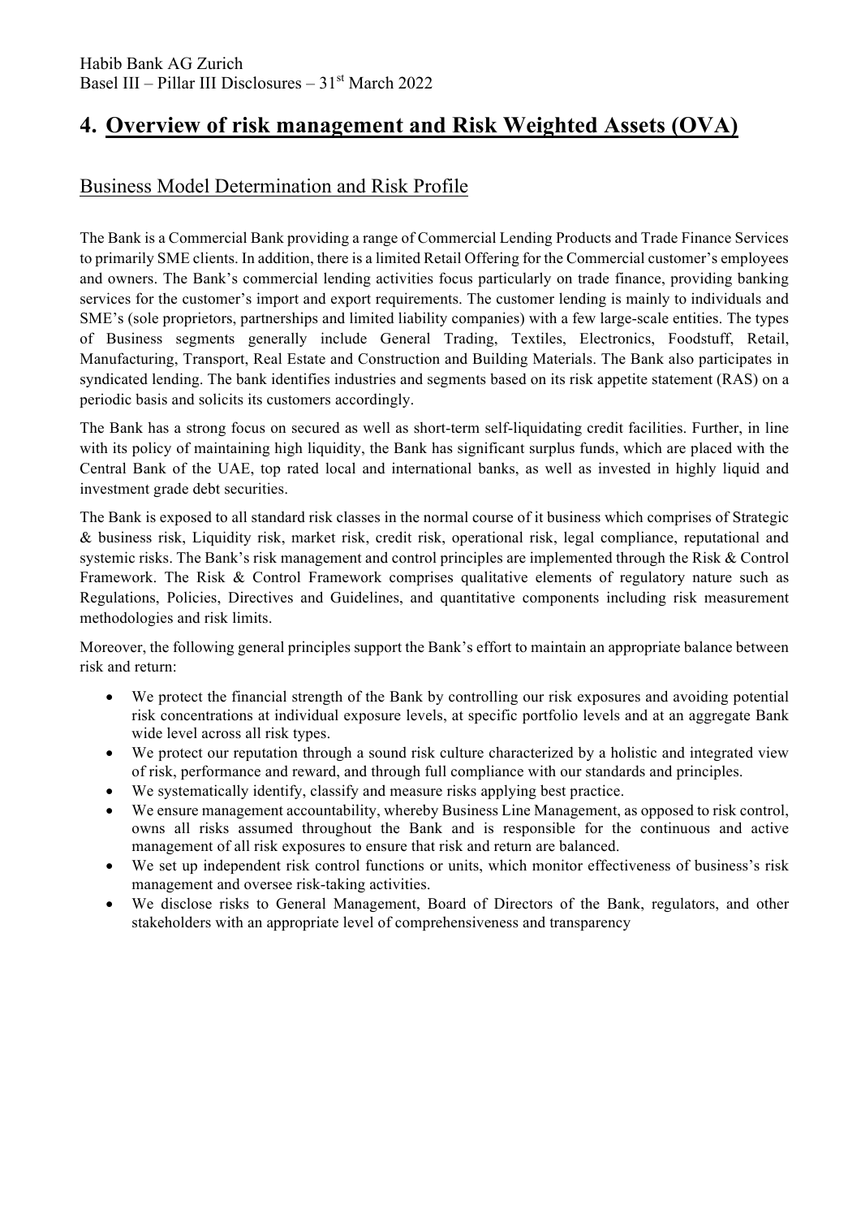# 4. Overview of risk management and Risk Weighted Assets (OVA)

## Business Model Determination and Risk Profile

The Bank is a Commercial Bank providing a range of Commercial Lending Products and Trade Finance Services to primarily SME clients. In addition, there is a limited Retail Offering for the Commercial customer's employees and owners. The Bank's commercial lending activities focus particularly on trade finance, providing banking services for the customer's import and export requirements. The customer lending is mainly to individuals and SME's (sole proprietors, partnerships and limited liability companies) with a few large-scale entities. The types of Business segments generally include General Trading, Textiles, Electronics, Foodstuff, Retail, Manufacturing, Transport, Real Estate and Construction and Building Materials. The Bank also participates in syndicated lending. The bank identifies industries and segments based on its risk appetite statement (RAS) on a periodic basis and solicits its customers accordingly.

The Bank has a strong focus on secured as well as short-term self-liquidating credit facilities. Further, in line with its policy of maintaining high liquidity, the Bank has significant surplus funds, which are placed with the Central Bank of the UAE, top rated local and international banks, as well as invested in highly liquid and investment grade debt securities.

The Bank is exposed to all standard risk classes in the normal course of it business which comprises of Strategic & business risk, Liquidity risk, market risk, credit risk, operational risk, legal compliance, reputational and systemic risks. The Bank's risk management and control principles are implemented through the Risk & Control Framework. The Risk & Control Framework comprises qualitative elements of regulatory nature such as Regulations, Policies, Directives and Guidelines, and quantitative components including risk measurement methodologies and risk limits.

Moreover, the following general principles support the Bank's effort to maintain an appropriate balance between risk and return:

- We protect the financial strength of the Bank by controlling our risk exposures and avoiding potential risk concentrations at individual exposure levels, at specific portfolio levels and at an aggregate Bank wide level across all risk types.
- We protect our reputation through a sound risk culture characterized by a holistic and integrated view of risk, performance and reward, and through full compliance with our standards and principles.
- We systematically identify, classify and measure risks applying best practice.
- We ensure management accountability, whereby Business Line Management, as opposed to risk control, owns all risks assumed throughout the Bank and is responsible for the continuous and active management of all risk exposures to ensure that risk and return are balanced.
- We set up independent risk control functions or units, which monitor effectiveness of business's risk management and oversee risk-taking activities.
- We disclose risks to General Management, Board of Directors of the Bank, regulators, and other stakeholders with an appropriate level of comprehensiveness and transparency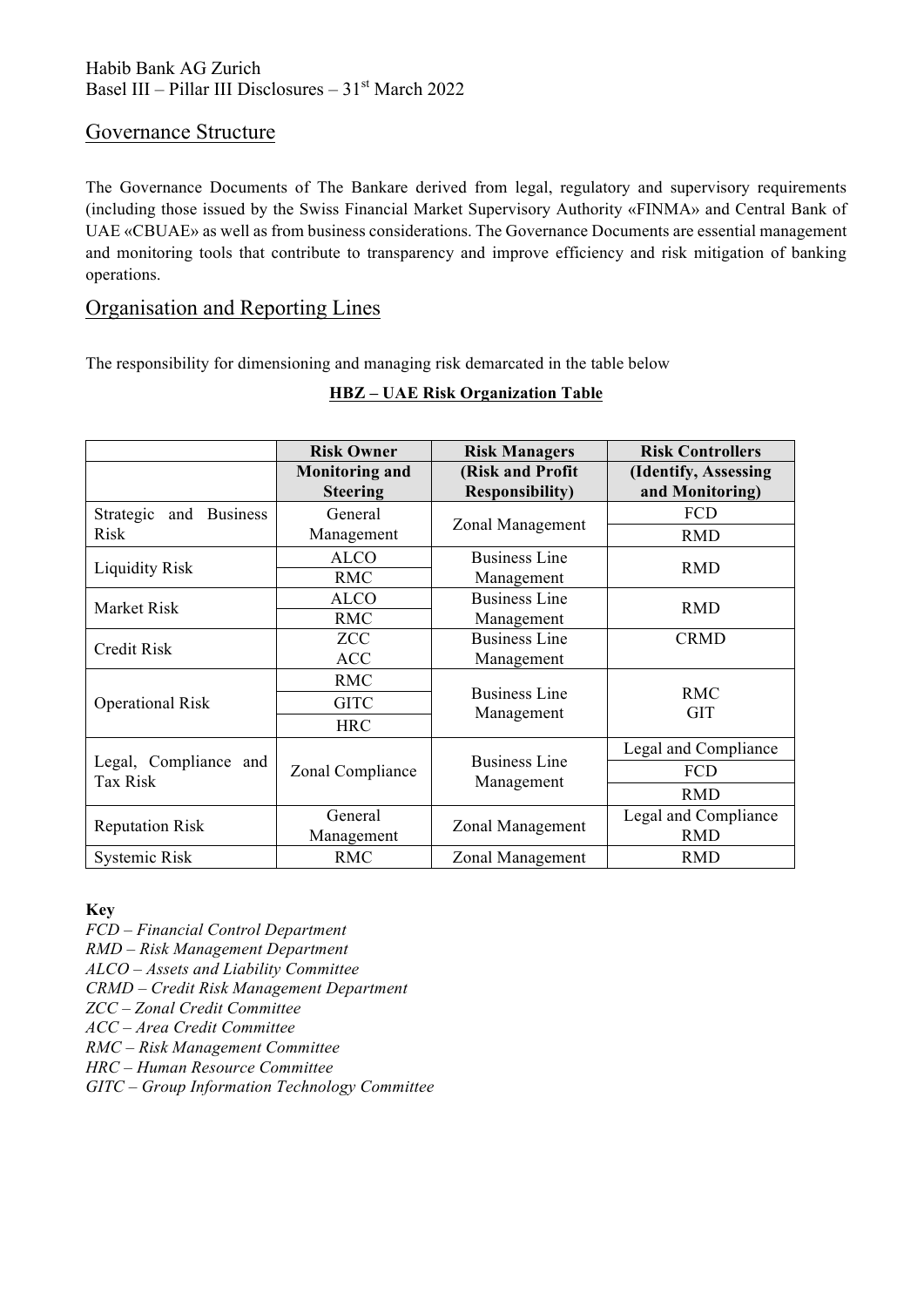## Governance Structure

The Governance Documents of The Bankare derived from legal, regulatory and supervisory requirements (including those issued by the Swiss Financial Market Supervisory Authority «FINMA» and Central Bank of UAE «CBUAE» as well as from business considerations. The Governance Documents are essential management and monitoring tools that contribute to transparency and improve efficiency and risk mitigation of banking operations.

## Organisation and Reporting Lines

The responsibility for dimensioning and managing risk demarcated in the table below

**HBZ – UAE Risk Organization Table**

| | Risk Owner<br>Monitoring and Steering | Risk Managers<br>(Risk and Profit Responsibility) | Risk Controllers<br>(Identify, Assessing and Monitoring) |
|---|---|---|---|
| Strategic and Business Risk | General Management | Zonal Management | FCD<br>RMD |
| Liquidity Risk | ALCO<br>RMC | Business Line Management | RMD |
| Market Risk | ALCO<br>RMC | Business Line Management | RMD |
| Credit Risk | ZCC<br>ACC | Business Line Management | CRMD |
| Operational Risk | RMC<br>GITC<br>HRC | Business Line Management | RMC<br>GIT |
| Legal, Compliance and Tax Risk | Zonal Compliance | Business Line Management | Legal and Compliance<br>FCD<br>RMD |
| Reputation Risk | General Management | Zonal Management | Legal and Compliance<br>RMD |
| Systemic Risk | RMC | Zonal Management | RMD |

**Key**

*FCD – Financial Control Department*
*RMD – Risk Management Department*
*ALCO – Assets and Liability Committee*
*CRMD – Credit Risk Management Department*
*ZCC – Zonal Credit Committee*
*ACC – Area Credit Committee*
*RMC – Risk Management Committee*
*HRC – Human Resource Committee*
*GITC – Group Information Technology Committee*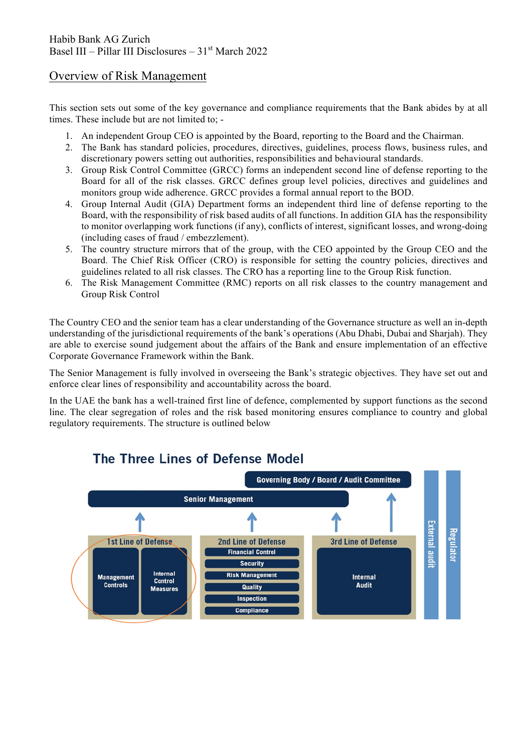## Overview of Risk Management

This section sets out some of the key governance and compliance requirements that the Bank abides by at all times. These include but are not limited to; -

1. An independent Group CEO is appointed by the Board, reporting to the Board and the Chairman.
2. The Bank has standard policies, procedures, directives, guidelines, process flows, business rules, and discretionary powers setting out authorities, responsibilities and behavioural standards.
3. Group Risk Control Committee (GRCC) forms an independent second line of defense reporting to the Board for all of the risk classes. GRCC defines group level policies, directives and guidelines and monitors group wide adherence. GRCC provides a formal annual report to the BOD.
4. Group Internal Audit (GIA) Department forms an independent third line of defense reporting to the Board, with the responsibility of risk based audits of all functions. In addition GIA has the responsibility to monitor overlapping work functions (if any), conflicts of interest, significant losses, and wrong-doing (including cases of fraud / embezzlement).
5. The country structure mirrors that of the group, with the CEO appointed by the Group CEO and the Board. The Chief Risk Officer (CRO) is responsible for setting the country policies, directives and guidelines related to all risk classes. The CRO has a reporting line to the Group Risk function.
6. The Risk Management Committee (RMC) reports on all risk classes to the country management and Group Risk Control

The Country CEO and the senior team has a clear understanding of the Governance structure as well an in-depth understanding of the jurisdictional requirements of the bank's operations (Abu Dhabi, Dubai and Sharjah). They are able to exercise sound judgement about the affairs of the Bank and ensure implementation of an effective Corporate Governance Framework within the Bank.

The Senior Management is fully involved in overseeing the Bank's strategic objectives. They have set out and enforce clear lines of responsibility and accountability across the board.

In the UAE the bank has a well-trained first line of defence, complemented by support functions as the second line. The clear segregation of roles and the risk based monitoring ensures compliance to country and global regulatory requirements. The structure is outlined below

**The Three Lines of Defense Model**

- Governing Body / Board / Audit Committee
- Senior Management
- 1st Line of Defense: Management Controls; Internal Control Measures
- 2nd Line of Defense: Financial Control; Security; Risk Management; Quality; Inspection; Compliance
- 3rd Line of Defense: Internal Audit
- External audit
- Regulator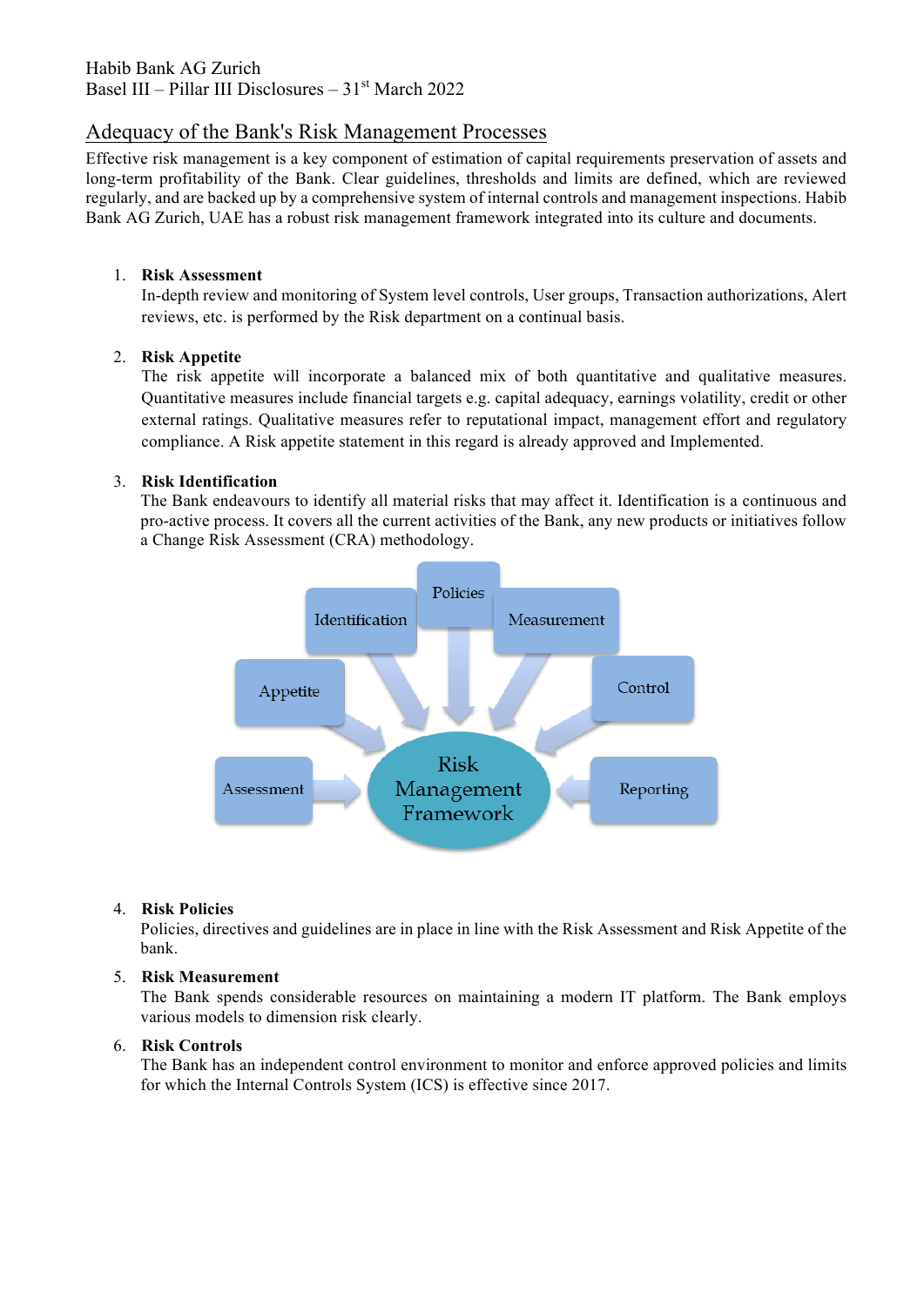## Adequacy of the Bank's Risk Management Processes

Effective risk management is a key component of estimation of capital requirements preservation of assets and long-term profitability of the Bank. Clear guidelines, thresholds and limits are defined, which are reviewed regularly, and are backed up by a comprehensive system of internal controls and management inspections. Habib Bank AG Zurich, UAE has a robust risk management framework integrated into its culture and documents.

1. **Risk Assessment**
   In-depth review and monitoring of System level controls, User groups, Transaction authorizations, Alert reviews, etc. is performed by the Risk department on a continual basis.

2. **Risk Appetite**
   The risk appetite will incorporate a balanced mix of both quantitative and qualitative measures. Quantitative measures include financial targets e.g. capital adequacy, earnings volatility, credit or other external ratings. Qualitative measures refer to reputational impact, management effort and regulatory compliance. A Risk appetite statement in this regard is already approved and Implemented.

3. **Risk Identification**
   The Bank endeavours to identify all material risks that may affect it. Identification is a continuous and pro-active process. It covers all the current activities of the Bank, any new products or initiatives follow a Change Risk Assessment (CRA) methodology.

4. **Risk Policies**
   Policies, directives and guidelines are in place in line with the Risk Assessment and Risk Appetite of the bank.

5. **Risk Measurement**
   The Bank spends considerable resources on maintaining a modern IT platform. The Bank employs various models to dimension risk clearly.

6. **Risk Controls**
   The Bank has an independent control environment to monitor and enforce approved policies and limits for which the Internal Controls System (ICS) is effective since 2017.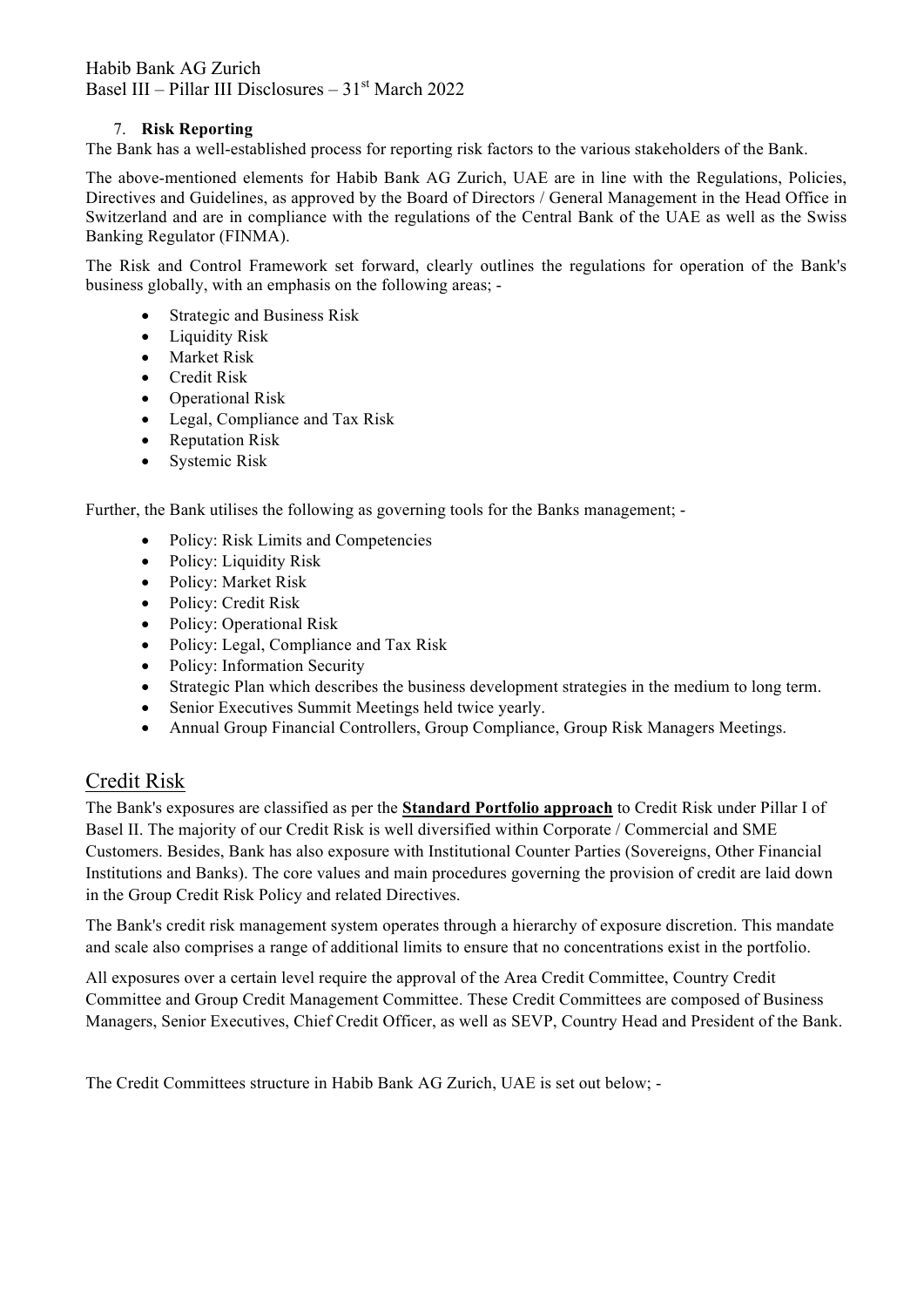7. **Risk Reporting**

The Bank has a well-established process for reporting risk factors to the various stakeholders of the Bank.

The above-mentioned elements for Habib Bank AG Zurich, UAE are in line with the Regulations, Policies, Directives and Guidelines, as approved by the Board of Directors / General Management in the Head Office in Switzerland and are in compliance with the regulations of the Central Bank of the UAE as well as the Swiss Banking Regulator (FINMA).

The Risk and Control Framework set forward, clearly outlines the regulations for operation of the Bank's business globally, with an emphasis on the following areas; -

- Strategic and Business Risk
- Liquidity Risk
- Market Risk
- Credit Risk
- Operational Risk
- Legal, Compliance and Tax Risk
- Reputation Risk
- Systemic Risk

Further, the Bank utilises the following as governing tools for the Banks management; -

- Policy: Risk Limits and Competencies
- Policy: Liquidity Risk
- Policy: Market Risk
- Policy: Credit Risk
- Policy: Operational Risk
- Policy: Legal, Compliance and Tax Risk
- Policy: Information Security
- Strategic Plan which describes the business development strategies in the medium to long term.
- Senior Executives Summit Meetings held twice yearly.
- Annual Group Financial Controllers, Group Compliance, Group Risk Managers Meetings.

## Credit Risk

The Bank's exposures are classified as per the **Standard Portfolio approach** to Credit Risk under Pillar I of Basel II. The majority of our Credit Risk is well diversified within Corporate / Commercial and SME Customers. Besides, Bank has also exposure with Institutional Counter Parties (Sovereigns, Other Financial Institutions and Banks). The core values and main procedures governing the provision of credit are laid down in the Group Credit Risk Policy and related Directives.

The Bank's credit risk management system operates through a hierarchy of exposure discretion. This mandate and scale also comprises a range of additional limits to ensure that no concentrations exist in the portfolio.

All exposures over a certain level require the approval of the Area Credit Committee, Country Credit Committee and Group Credit Management Committee. These Credit Committees are composed of Business Managers, Senior Executives, Chief Credit Officer, as well as SEVP, Country Head and President of the Bank.

The Credit Committees structure in Habib Bank AG Zurich, UAE is set out below; -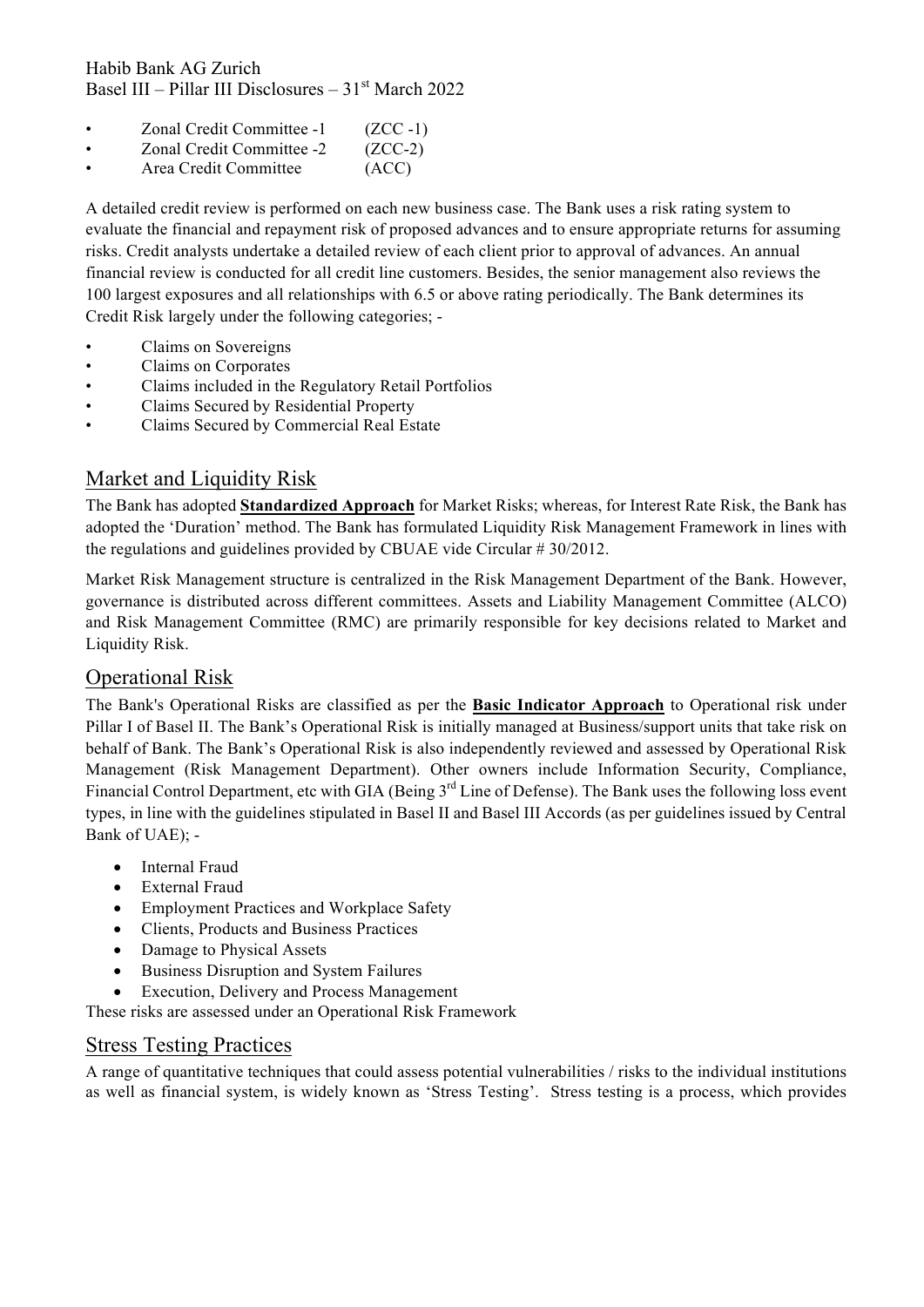- Zonal Credit Committee -1 (ZCC -1)
- Zonal Credit Committee -2 (ZCC-2)
- Area Credit Committee (ACC)

A detailed credit review is performed on each new business case. The Bank uses a risk rating system to evaluate the financial and repayment risk of proposed advances and to ensure appropriate returns for assuming risks. Credit analysts undertake a detailed review of each client prior to approval of advances. An annual financial review is conducted for all credit line customers. Besides, the senior management also reviews the 100 largest exposures and all relationships with 6.5 or above rating periodically. The Bank determines its Credit Risk largely under the following categories; -

- Claims on Sovereigns
- Claims on Corporates
- Claims included in the Regulatory Retail Portfolios
- Claims Secured by Residential Property
- Claims Secured by Commercial Real Estate

## Market and Liquidity Risk

The Bank has adopted **Standardized Approach** for Market Risks; whereas, for Interest Rate Risk, the Bank has adopted the 'Duration' method. The Bank has formulated Liquidity Risk Management Framework in lines with the regulations and guidelines provided by CBUAE vide Circular # 30/2012.

Market Risk Management structure is centralized in the Risk Management Department of the Bank. However, governance is distributed across different committees. Assets and Liability Management Committee (ALCO) and Risk Management Committee (RMC) are primarily responsible for key decisions related to Market and Liquidity Risk.

## Operational Risk

The Bank's Operational Risks are classified as per the **Basic Indicator Approach** to Operational risk under Pillar I of Basel II. The Bank's Operational Risk is initially managed at Business/support units that take risk on behalf of Bank. The Bank's Operational Risk is also independently reviewed and assessed by Operational Risk Management (Risk Management Department). Other owners include Information Security, Compliance, Financial Control Department, etc with GIA (Being 3rd Line of Defense). The Bank uses the following loss event types, in line with the guidelines stipulated in Basel II and Basel III Accords (as per guidelines issued by Central Bank of UAE); -

- Internal Fraud
- External Fraud
- Employment Practices and Workplace Safety
- Clients, Products and Business Practices
- Damage to Physical Assets
- Business Disruption and System Failures
- Execution, Delivery and Process Management

These risks are assessed under an Operational Risk Framework

## Stress Testing Practices

A range of quantitative techniques that could assess potential vulnerabilities / risks to the individual institutions as well as financial system, is widely known as 'Stress Testing'. Stress testing is a process, which provides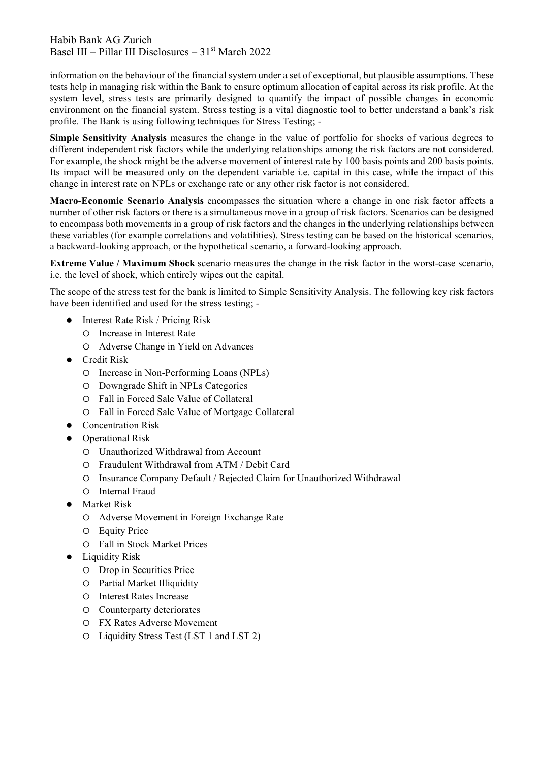information on the behaviour of the financial system under a set of exceptional, but plausible assumptions. These tests help in managing risk within the Bank to ensure optimum allocation of capital across its risk profile. At the system level, stress tests are primarily designed to quantify the impact of possible changes in economic environment on the financial system. Stress testing is a vital diagnostic tool to better understand a bank's risk profile. The Bank is using following techniques for Stress Testing; -

**Simple Sensitivity Analysis** measures the change in the value of portfolio for shocks of various degrees to different independent risk factors while the underlying relationships among the risk factors are not considered. For example, the shock might be the adverse movement of interest rate by 100 basis points and 200 basis points. Its impact will be measured only on the dependent variable i.e. capital in this case, while the impact of this change in interest rate on NPLs or exchange rate or any other risk factor is not considered.

**Macro-Economic Scenario Analysis** encompasses the situation where a change in one risk factor affects a number of other risk factors or there is a simultaneous move in a group of risk factors. Scenarios can be designed to encompass both movements in a group of risk factors and the changes in the underlying relationships between these variables (for example correlations and volatilities). Stress testing can be based on the historical scenarios, a backward-looking approach, or the hypothetical scenario, a forward-looking approach.

**Extreme Value / Maximum Shock** scenario measures the change in the risk factor in the worst-case scenario, i.e. the level of shock, which entirely wipes out the capital.

The scope of the stress test for the bank is limited to Simple Sensitivity Analysis. The following key risk factors have been identified and used for the stress testing; -

- Interest Rate Risk / Pricing Risk
  - Increase in Interest Rate
  - Adverse Change in Yield on Advances
- Credit Risk
  - Increase in Non-Performing Loans (NPLs)
  - Downgrade Shift in NPLs Categories
  - Fall in Forced Sale Value of Collateral
  - Fall in Forced Sale Value of Mortgage Collateral
- Concentration Risk
- Operational Risk
  - Unauthorized Withdrawal from Account
  - Fraudulent Withdrawal from ATM / Debit Card
  - Insurance Company Default / Rejected Claim for Unauthorized Withdrawal
  - Internal Fraud
- Market Risk
  - Adverse Movement in Foreign Exchange Rate
  - Equity Price
  - Fall in Stock Market Prices
- Liquidity Risk
  - Drop in Securities Price
  - Partial Market Illiquidity
  - Interest Rates Increase
  - Counterparty deteriorates
  - FX Rates Adverse Movement
  - Liquidity Stress Test (LST 1 and LST 2)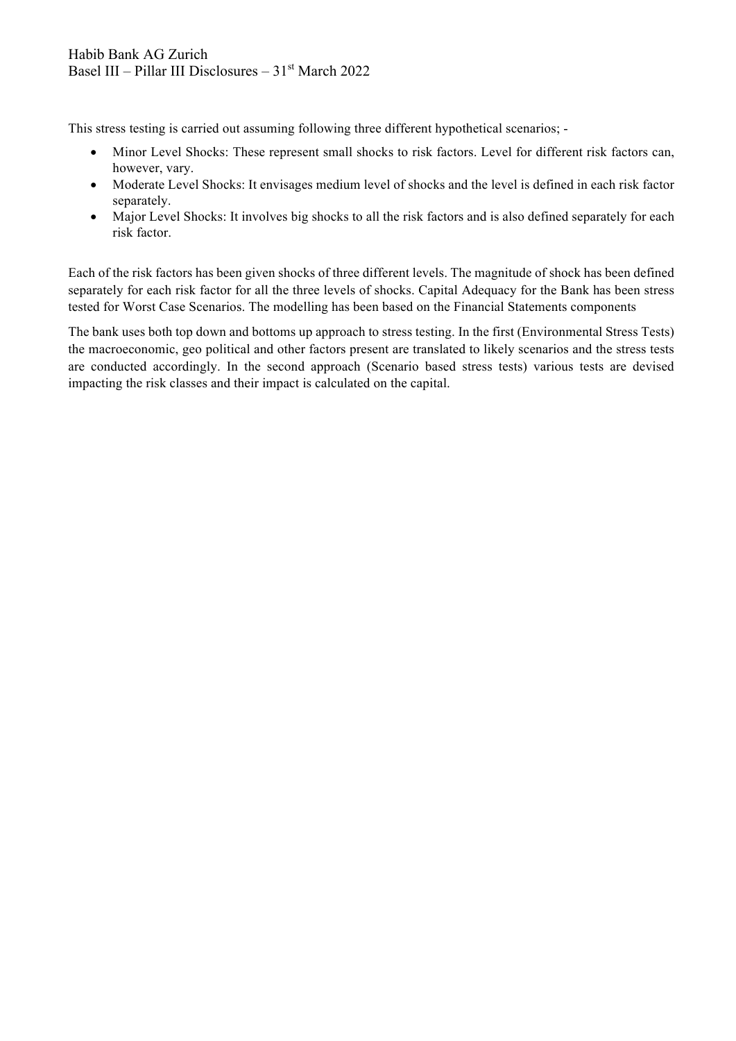This stress testing is carried out assuming following three different hypothetical scenarios; -

- Minor Level Shocks: These represent small shocks to risk factors. Level for different risk factors can, however, vary.
- Moderate Level Shocks: It envisages medium level of shocks and the level is defined in each risk factor separately.
- Major Level Shocks: It involves big shocks to all the risk factors and is also defined separately for each risk factor.

Each of the risk factors has been given shocks of three different levels. The magnitude of shock has been defined separately for each risk factor for all the three levels of shocks. Capital Adequacy for the Bank has been stress tested for Worst Case Scenarios. The modelling has been based on the Financial Statements components

The bank uses both top down and bottoms up approach to stress testing. In the first (Environmental Stress Tests) the macroeconomic, geo political and other factors present are translated to likely scenarios and the stress tests are conducted accordingly. In the second approach (Scenario based stress tests) various tests are devised impacting the risk classes and their impact is calculated on the capital.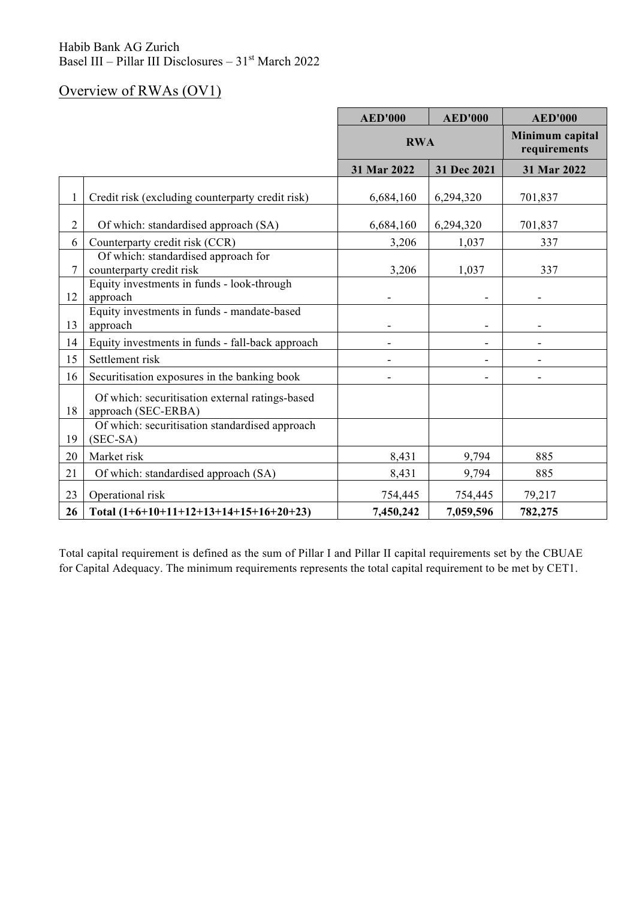Habib Bank AG Zurich
Basel III – Pillar III Disclosures – 31st March 2022

## Overview of RWAs (OV1)

| | | AED'000 | AED'000 | AED'000 |
|---|---|---|---|---|
| | | RWA | | Minimum capital requirements |
| | | 31 Mar 2022 | 31 Dec 2021 | 31 Mar 2022 |
| 1 | Credit risk (excluding counterparty credit risk) | 6,684,160 | 6,294,320 | 701,837 |
| 2 | Of which: standardised approach (SA) | 6,684,160 | 6,294,320 | 701,837 |
| 6 | Counterparty credit risk (CCR) | 3,206 | 1,037 | 337 |
| 7 | Of which: standardised approach for counterparty credit risk | 3,206 | 1,037 | 337 |
| 12 | Equity investments in funds - look-through approach | - | - | - |
| 13 | Equity investments in funds - mandate-based approach | - | - | - |
| 14 | Equity investments in funds - fall-back approach | - | - | - |
| 15 | Settlement risk | - | - | - |
| 16 | Securitisation exposures in the banking book | - | - | - |
| 18 | Of which: securitisation external ratings-based approach (SEC-ERBA) | | | |
| 19 | Of which: securitisation standardised approach (SEC-SA) | | | |
| 20 | Market risk | 8,431 | 9,794 | 885 |
| 21 | Of which: standardised approach (SA) | 8,431 | 9,794 | 885 |
| 23 | Operational risk | 754,445 | 754,445 | 79,217 |
| **26** | **Total (1+6+10+11+12+13+14+15+16+20+23)** | **7,450,242** | **7,059,596** | **782,275** |

Total capital requirement is defined as the sum of Pillar I and Pillar II capital requirements set by the CBUAE for Capital Adequacy. The minimum requirements represents the total capital requirement to be met by CET1.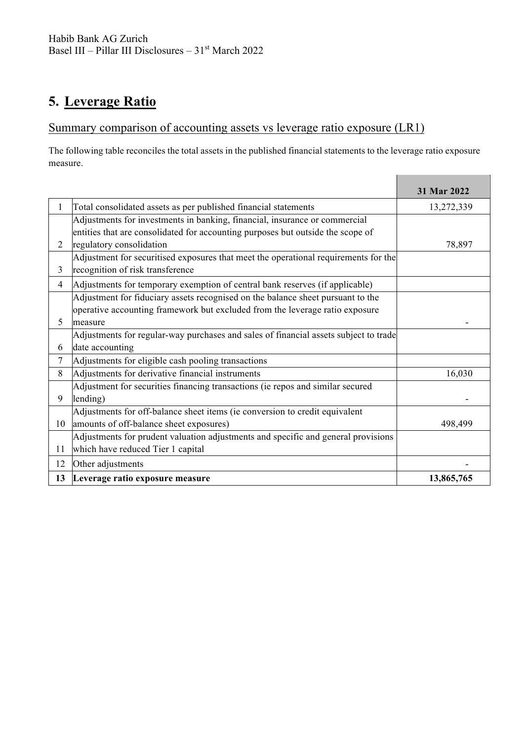# 5. Leverage Ratio

## Summary comparison of accounting assets vs leverage ratio exposure (LR1)

The following table reconciles the total assets in the published financial statements to the leverage ratio exposure measure.

| | | 31 Mar 2022 |
|---|---|---|
| 1 | Total consolidated assets as per published financial statements | 13,272,339 |
| 2 | Adjustments for investments in banking, financial, insurance or commercial entities that are consolidated for accounting purposes but outside the scope of regulatory consolidation | 78,897 |
| 3 | Adjustment for securitised exposures that meet the operational requirements for the recognition of risk transference | |
| 4 | Adjustments for temporary exemption of central bank reserves (if applicable) | |
| 5 | Adjustment for fiduciary assets recognised on the balance sheet pursuant to the operative accounting framework but excluded from the leverage ratio exposure measure | - |
| 6 | Adjustments for regular-way purchases and sales of financial assets subject to trade date accounting | |
| 7 | Adjustments for eligible cash pooling transactions | |
| 8 | Adjustments for derivative financial instruments | 16,030 |
| 9 | Adjustment for securities financing transactions (ie repos and similar secured lending) | - |
| 10 | Adjustments for off-balance sheet items (ie conversion to credit equivalent amounts of off-balance sheet exposures) | 498,499 |
| 11 | Adjustments for prudent valuation adjustments and specific and general provisions which have reduced Tier 1 capital | |
| 12 | Other adjustments | - |
| **13** | **Leverage ratio exposure measure** | **13,865,765** |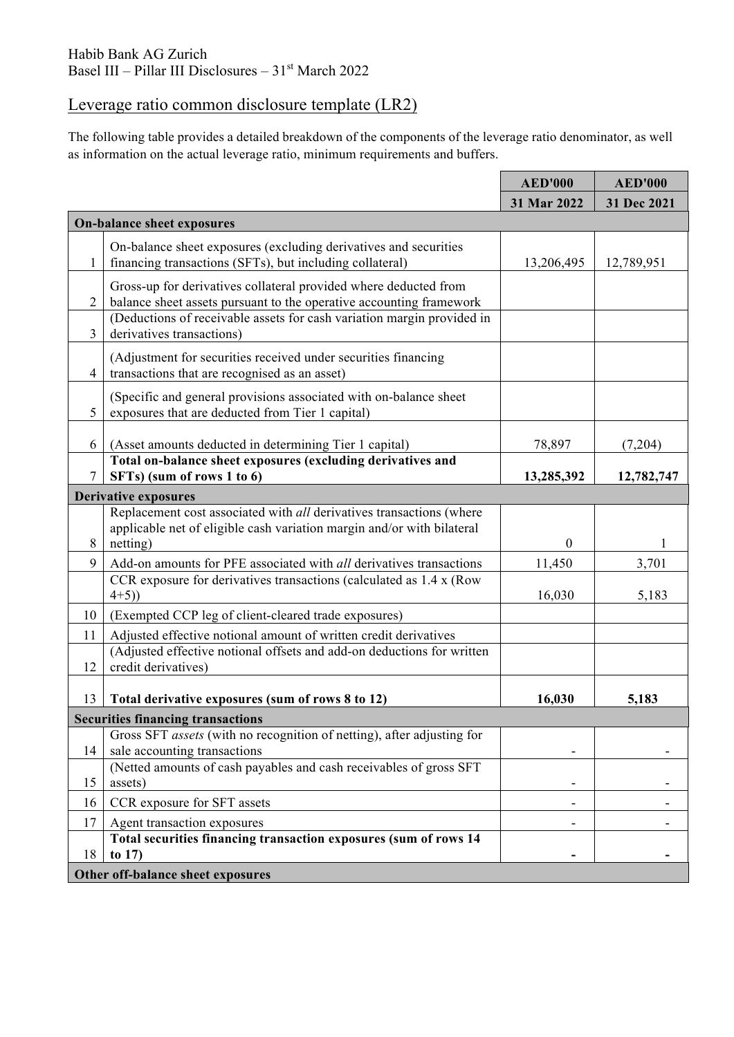Habib Bank AG Zurich
Basel III – Pillar III Disclosures – 31st March 2022

## Leverage ratio common disclosure template (LR2)

The following table provides a detailed breakdown of the components of the leverage ratio denominator, as well as information on the actual leverage ratio, minimum requirements and buffers.

| | | AED'000 | AED'000 |
|---|---|---|---|
| | | **31 Mar 2022** | **31 Dec 2021** |
| **On-balance sheet exposures** | | | |
| 1 | On-balance sheet exposures (excluding derivatives and securities financing transactions (SFTs), but including collateral) | 13,206,495 | 12,789,951 |
| 2 | Gross-up for derivatives collateral provided where deducted from balance sheet assets pursuant to the operative accounting framework | | |
| 3 | (Deductions of receivable assets for cash variation margin provided in derivatives transactions) | | |
| 4 | (Adjustment for securities received under securities financing transactions that are recognised as an asset) | | |
| 5 | (Specific and general provisions associated with on-balance sheet exposures that are deducted from Tier 1 capital) | | |
| 6 | (Asset amounts deducted in determining Tier 1 capital) | 78,897 | (7,204) |
| 7 | **Total on-balance sheet exposures (excluding derivatives and SFTs) (sum of rows 1 to 6)** | **13,285,392** | **12,782,747** |
| **Derivative exposures** | | | |
| 8 | Replacement cost associated with *all* derivatives transactions (where applicable net of eligible cash variation margin and/or with bilateral netting) | 0 | 1 |
| 9 | Add-on amounts for PFE associated with *all* derivatives transactions | 11,450 | 3,701 |
| | CCR exposure for derivatives transactions (calculated as 1.4 x (Row 4+5)) | 16,030 | 5,183 |
| 10 | (Exempted CCP leg of client-cleared trade exposures) | | |
| 11 | Adjusted effective notional amount of written credit derivatives | | |
| 12 | (Adjusted effective notional offsets and add-on deductions for written credit derivatives) | | |
| 13 | **Total derivative exposures (sum of rows 8 to 12)** | **16,030** | **5,183** |
| **Securities financing transactions** | | | |
| 14 | Gross SFT *assets* (with no recognition of netting), after adjusting for sale accounting transactions | - | - |
| 15 | (Netted amounts of cash payables and cash receivables of gross SFT assets) | - | - |
| 16 | CCR exposure for SFT assets | - | - |
| 17 | Agent transaction exposures | - | - |
| 18 | **Total securities financing transaction exposures (sum of rows 14 to 17)** | **-** | **-** |
| **Other off-balance sheet exposures** | | | |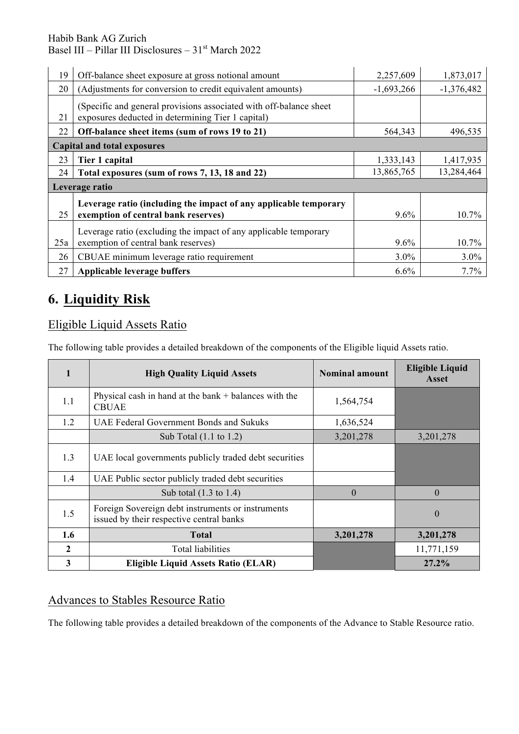| | | | |
|---|---|---|---|
| 19 | Off-balance sheet exposure at gross notional amount | 2,257,609 | 1,873,017 |
| 20 | (Adjustments for conversion to credit equivalent amounts) | -1,693,266 | -1,376,482 |
| 21 | (Specific and general provisions associated with off-balance sheet exposures deducted in determining Tier 1 capital) | | |
| 22 | **Off-balance sheet items (sum of rows 19 to 21)** | 564,343 | 496,535 |
| **Capital and total exposures** | | | |
| 23 | **Tier 1 capital** | 1,333,143 | 1,417,935 |
| 24 | **Total exposures (sum of rows 7, 13, 18 and 22)** | 13,865,765 | 13,284,464 |
| **Leverage ratio** | | | |
| 25 | **Leverage ratio (including the impact of any applicable temporary exemption of central bank reserves)** | 9.6% | 10.7% |
| 25a | Leverage ratio (excluding the impact of any applicable temporary exemption of central bank reserves) | 9.6% | 10.7% |
| 26 | CBUAE minimum leverage ratio requirement | 3.0% | 3.0% |
| 27 | **Applicable leverage buffers** | 6.6% | 7.7% |

# 6. Liquidity Risk

## Eligible Liquid Assets Ratio

The following table provides a detailed breakdown of the components of the Eligible liquid Assets ratio.

| 1 | High Quality Liquid Assets | Nominal amount | Eligible Liquid Asset |
|---|---|---|---|
| 1.1 | Physical cash in hand at the bank + balances with the CBUAE | 1,564,754 | |
| 1.2 | UAE Federal Government Bonds and Sukuks | 1,636,524 | |
| | Sub Total (1.1 to 1.2) | 3,201,278 | 3,201,278 |
| 1.3 | UAE local governments publicly traded debt securities | | |
| 1.4 | UAE Public sector publicly traded debt securities | | |
| | Sub total (1.3 to 1.4) | 0 | 0 |
| 1.5 | Foreign Sovereign debt instruments or instruments issued by their respective central banks | | 0 |
| **1.6** | **Total** | **3,201,278** | **3,201,278** |
| 2 | Total liabilities | | 11,771,159 |
| 3 | **Eligible Liquid Assets Ratio (ELAR)** | | **27.2%** |

## Advances to Stables Resource Ratio

The following table provides a detailed breakdown of the components of the Advance to Stable Resource ratio.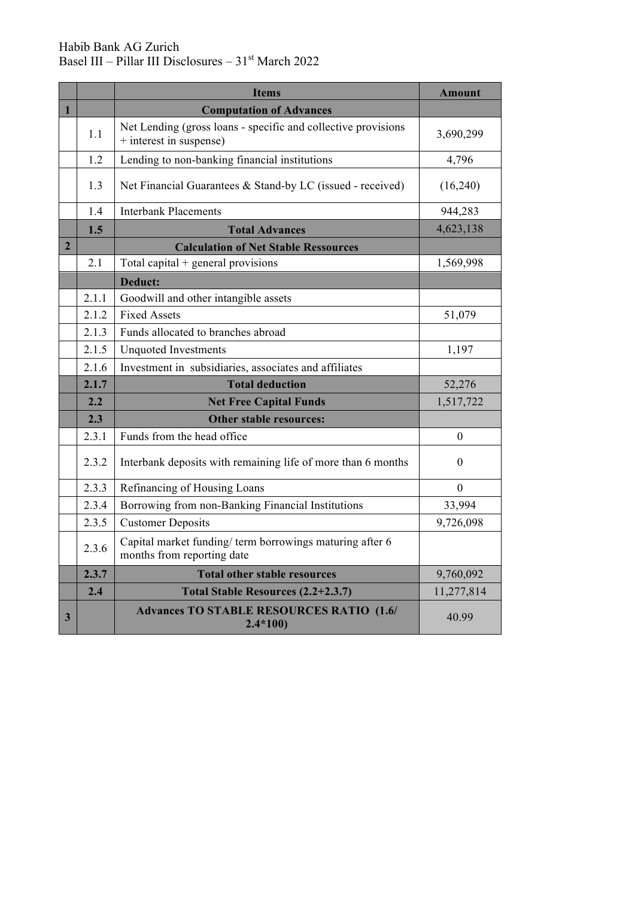Habib Bank AG Zurich
Basel III – Pillar III Disclosures – 31st March 2022

| | | Items | Amount |
|---|---|---|---|
| **1** | | **Computation of Advances** | |
| | 1.1 | Net Lending (gross loans - specific and collective provisions + interest in suspense) | 3,690,299 |
| | 1.2 | Lending to non-banking financial institutions | 4,796 |
| | 1.3 | Net Financial Guarantees & Stand-by LC (issued - received) | (16,240) |
| | 1.4 | Interbank Placements | 944,283 |
| | **1.5** | **Total Advances** | 4,623,138 |
| **2** | | **Calculation of Net Stable Ressources** | |
| | 2.1 | Total capital + general provisions | 1,569,998 |
| | | **Deduct:** | |
| | 2.1.1 | Goodwill and other intangible assets | |
| | 2.1.2 | Fixed Assets | 51,079 |
| | 2.1.3 | Funds allocated to branches abroad | |
| | 2.1.5 | Unquoted Investments | 1,197 |
| | 2.1.6 | Investment in subsidiaries, associates and affiliates | |
| | **2.1.7** | **Total deduction** | 52,276 |
| | **2.2** | **Net Free Capital Funds** | 1,517,722 |
| | **2.3** | **Other stable resources:** | |
| | 2.3.1 | Funds from the head office | 0 |
| | 2.3.2 | Interbank deposits with remaining life of more than 6 months | 0 |
| | 2.3.3 | Refinancing of Housing Loans | 0 |
| | 2.3.4 | Borrowing from non-Banking Financial Institutions | 33,994 |
| | 2.3.5 | Customer Deposits | 9,726,098 |
| | 2.3.6 | Capital market funding/ term borrowings maturing after 6 months from reporting date | |
| | **2.3.7** | **Total other stable resources** | 9,760,092 |
| | **2.4** | **Total Stable Resources (2.2+2.3.7)** | 11,277,814 |
| **3** | | **Advances TO STABLE RESOURCES RATIO (1.6/ 2.4*100)** | 40.99 |